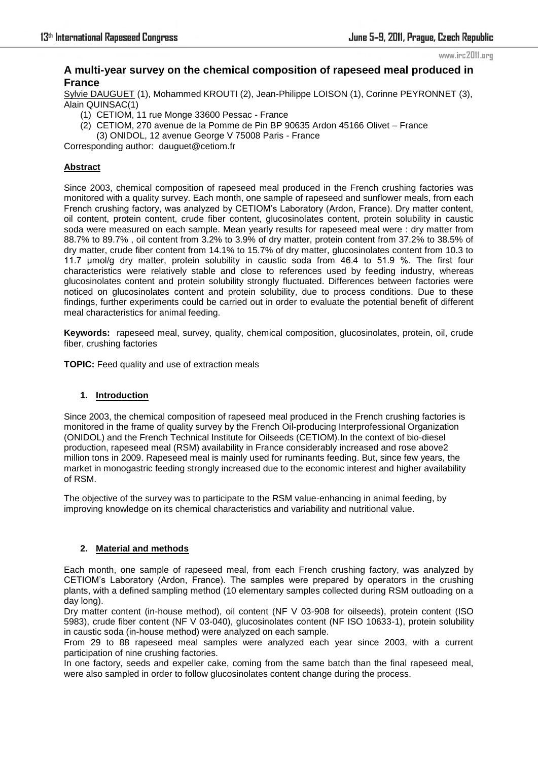# A multi-year survey on the chemical composition of rapeseed meal produced in France

Sylvie DAUGUET (1), Mohammed KROUTI (2), Jean-Philippe LOISON (1), Corinne PEYRONNET (3), Alain QUINSAC(1)

(1) CETIOM, 11 rue Monge 33600 Pessac - France
(2) CETIOM, 270 avenue de la Pomme de Pin BP 90635 Ardon 45166 Olivet – France
(3) ONIDOL, 12 avenue George V 75008 Paris - France

Corresponding author: dauguet@cetiom.fr

## Abstract

Since 2003, chemical composition of rapeseed meal produced in the French crushing factories was monitored with a quality survey. Each month, one sample of rapeseed and sunflower meals, from each French crushing factory, was analyzed by CETIOM's Laboratory (Ardon, France). Dry matter content, oil content, protein content, crude fiber content, glucosinolates content, protein solubility in caustic soda were measured on each sample. Mean yearly results for rapeseed meal were : dry matter from 88.7% to 89.7% , oil content from 3.2% to 3.9% of dry matter, protein content from 37.2% to 38.5% of dry matter, crude fiber content from 14.1% to 15.7% of dry matter, glucosinolates content from 10.3 to 11.7 µmol/g dry matter, protein solubility in caustic soda from 46.4 to 51.9 %. The first four characteristics were relatively stable and close to references used by feeding industry, whereas glucosinolates content and protein solubility strongly fluctuated. Differences between factories were noticed on glucosinolates content and protein solubility, due to process conditions. Due to these findings, further experiments could be carried out in order to evaluate the potential benefit of different meal characteristics for animal feeding.

**Keywords:** rapeseed meal, survey, quality, chemical composition, glucosinolates, protein, oil, crude fiber, crushing factories

**TOPIC:** Feed quality and use of extraction meals

## 1. Introduction

Since 2003, the chemical composition of rapeseed meal produced in the French crushing factories is monitored in the frame of quality survey by the French Oil-producing Interprofessional Organization (ONIDOL) and the French Technical Institute for Oilseeds (CETIOM).In the context of bio-diesel production, rapeseed meal (RSM) availability in France considerably increased and rose above2 million tons in 2009. Rapeseed meal is mainly used for ruminants feeding. But, since few years, the market in monogastric feeding strongly increased due to the economic interest and higher availability of RSM.

The objective of the survey was to participate to the RSM value-enhancing in animal feeding, by improving knowledge on its chemical characteristics and variability and nutritional value.

## 2. Material and methods

Each month, one sample of rapeseed meal, from each French crushing factory, was analyzed by CETIOM's Laboratory (Ardon, France). The samples were prepared by operators in the crushing plants, with a defined sampling method (10 elementary samples collected during RSM outloading on a day long).

Dry matter content (in-house method), oil content (NF V 03-908 for oilseeds), protein content (ISO 5983), crude fiber content (NF V 03-040), glucosinolates content (NF ISO 10633-1), protein solubility in caustic soda (in-house method) were analyzed on each sample.

From 29 to 88 rapeseed meal samples were analyzed each year since 2003, with a current participation of nine crushing factories.

In one factory, seeds and expeller cake, coming from the same batch than the final rapeseed meal, were also sampled in order to follow glucosinolates content change during the process.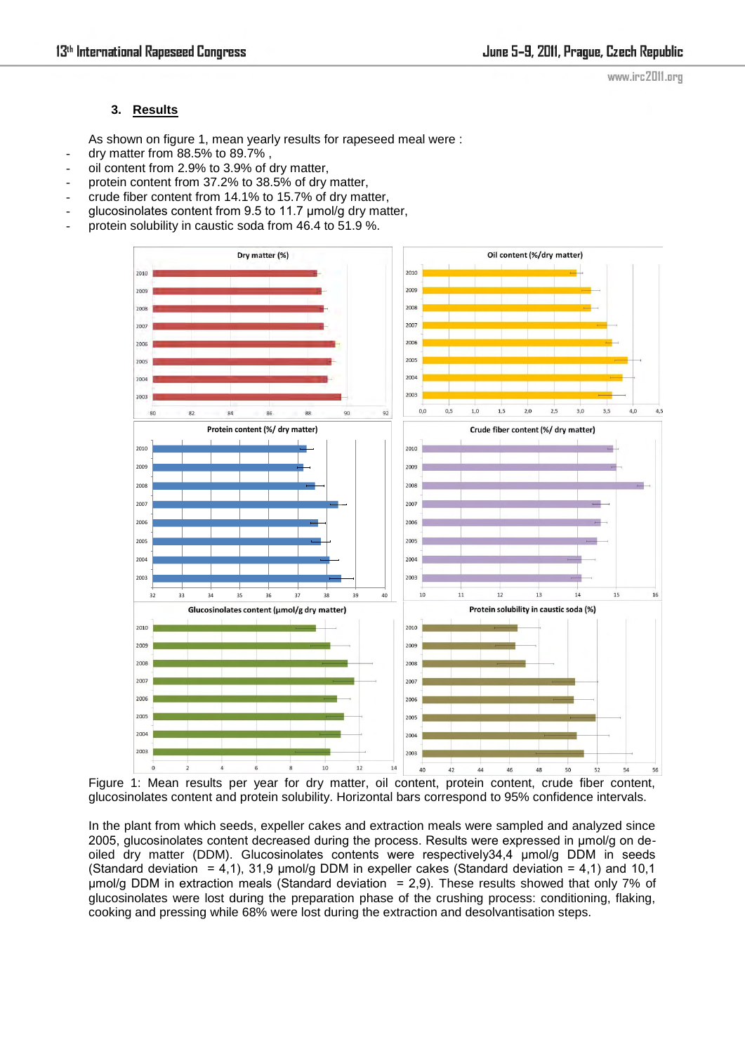## 3. Results

As shown on figure 1, mean yearly results for rapeseed meal were :

- dry matter from 88.5% to 89.7% ,
- oil content from 2.9% to 3.9% of dry matter,
- protein content from 37.2% to 38.5% of dry matter,
- crude fiber content from 14.1% to 15.7% of dry matter,
- glucosinolates content from 9.5 to 11.7 µmol/g dry matter,
- protein solubility in caustic soda from 46.4 to 51.9 %.

Figure 1: Mean results per year for dry matter, oil content, protein content, crude fiber content, glucosinolates content and protein solubility. Horizontal bars correspond to 95% confidence intervals.

In the plant from which seeds, expeller cakes and extraction meals were sampled and analyzed since 2005, glucosinolates content decreased during the process. Results were expressed in µmol/g on de-oiled dry matter (DDM). Glucosinolates contents were respectively34,4 µmol/g DDM in seeds (Standard deviation = 4,1), 31,9 µmol/g DDM in expeller cakes (Standard deviation = 4,1) and 10,1 µmol/g DDM in extraction meals (Standard deviation = 2,9). These results showed that only 7% of glucosinolates were lost during the preparation phase of the crushing process: conditioning, flaking, cooking and pressing while 68% were lost during the extraction and desolvantisation steps.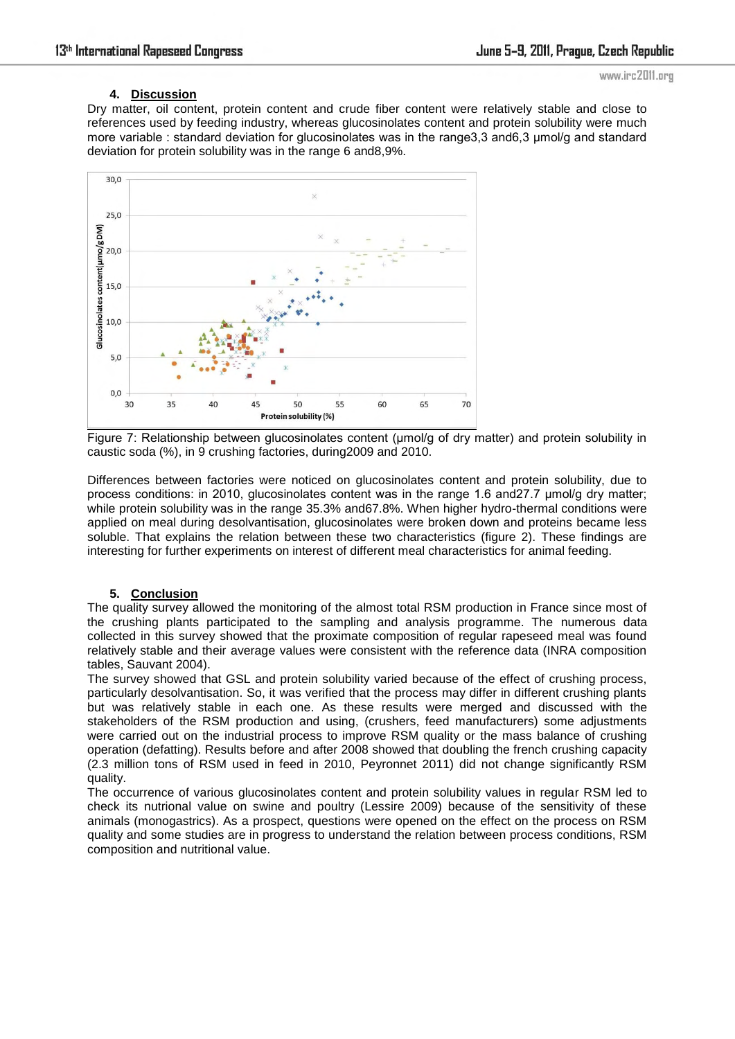## 4. Discussion

Dry matter, oil content, protein content and crude fiber content were relatively stable and close to references used by feeding industry, whereas glucosinolates content and protein solubility were much more variable : standard deviation for glucosinolates was in the range3,3 and6,3 µmol/g and standard deviation for protein solubility was in the range 6 and8,9%.

Figure 7: Relationship between glucosinolates content (µmol/g of dry matter) and protein solubility in caustic soda (%), in 9 crushing factories, during2009 and 2010.

Differences between factories were noticed on glucosinolates content and protein solubility, due to process conditions: in 2010, glucosinolates content was in the range 1.6 and27.7 µmol/g dry matter; while protein solubility was in the range 35.3% and67.8%. When higher hydro-thermal conditions were applied on meal during desolvantisation, glucosinolates were broken down and proteins became less soluble. That explains the relation between these two characteristics (figure 2). These findings are interesting for further experiments on interest of different meal characteristics for animal feeding.

## 5. Conclusion

The quality survey allowed the monitoring of the almost total RSM production in France since most of the crushing plants participated to the sampling and analysis programme. The numerous data collected in this survey showed that the proximate composition of regular rapeseed meal was found relatively stable and their average values were consistent with the reference data (INRA composition tables, Sauvant 2004).

The survey showed that GSL and protein solubility varied because of the effect of crushing process, particularly desolvantisation. So, it was verified that the process may differ in different crushing plants but was relatively stable in each one. As these results were merged and discussed with the stakeholders of the RSM production and using, (crushers, feed manufacturers) some adjustments were carried out on the industrial process to improve RSM quality or the mass balance of crushing operation (defatting). Results before and after 2008 showed that doubling the french crushing capacity (2.3 million tons of RSM used in feed in 2010, Peyronnet 2011) did not change significantly RSM quality.

The occurrence of various glucosinolates content and protein solubility values in regular RSM led to check its nutrional value on swine and poultry (Lessire 2009) because of the sensitivity of these animals (monogastrics). As a prospect, questions were opened on the effect on the process on RSM quality and some studies are in progress to understand the relation between process conditions, RSM composition and nutritional value.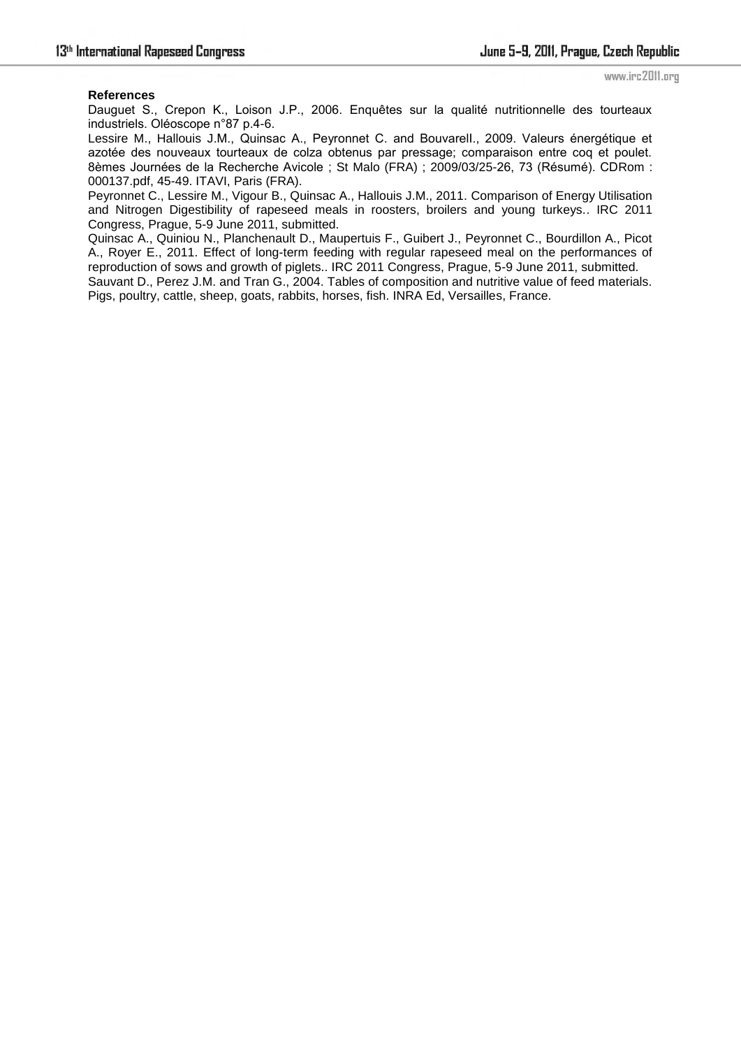**References**

Dauguet S., Crepon K., Loison J.P., 2006. Enquêtes sur la qualité nutritionnelle des tourteaux industriels. Oléoscope n°87 p.4-6.

Lessire M., Hallouis J.M., Quinsac A., Peyronnet C. and BouvarelI., 2009. Valeurs énergétique et azotée des nouveaux tourteaux de colza obtenus par pressage; comparaison entre coq et poulet. 8èmes Journées de la Recherche Avicole ; St Malo (FRA) ; 2009/03/25-26, 73 (Résumé). CDRom : 000137.pdf, 45-49. ITAVI, Paris (FRA).

Peyronnet C., Lessire M., Vigour B., Quinsac A., Hallouis J.M., 2011. Comparison of Energy Utilisation and Nitrogen Digestibility of rapeseed meals in roosters, broilers and young turkeys.. IRC 2011 Congress, Prague, 5-9 June 2011, submitted.

Quinsac A., Quiniou N., Planchenault D., Maupertuis F., Guibert J., Peyronnet C., Bourdillon A., Picot A., Royer E., 2011. Effect of long-term feeding with regular rapeseed meal on the performances of reproduction of sows and growth of piglets.. IRC 2011 Congress, Prague, 5-9 June 2011, submitted.

Sauvant D., Perez J.M. and Tran G., 2004. Tables of composition and nutritive value of feed materials. Pigs, poultry, cattle, sheep, goats, rabbits, horses, fish. INRA Ed, Versailles, France.